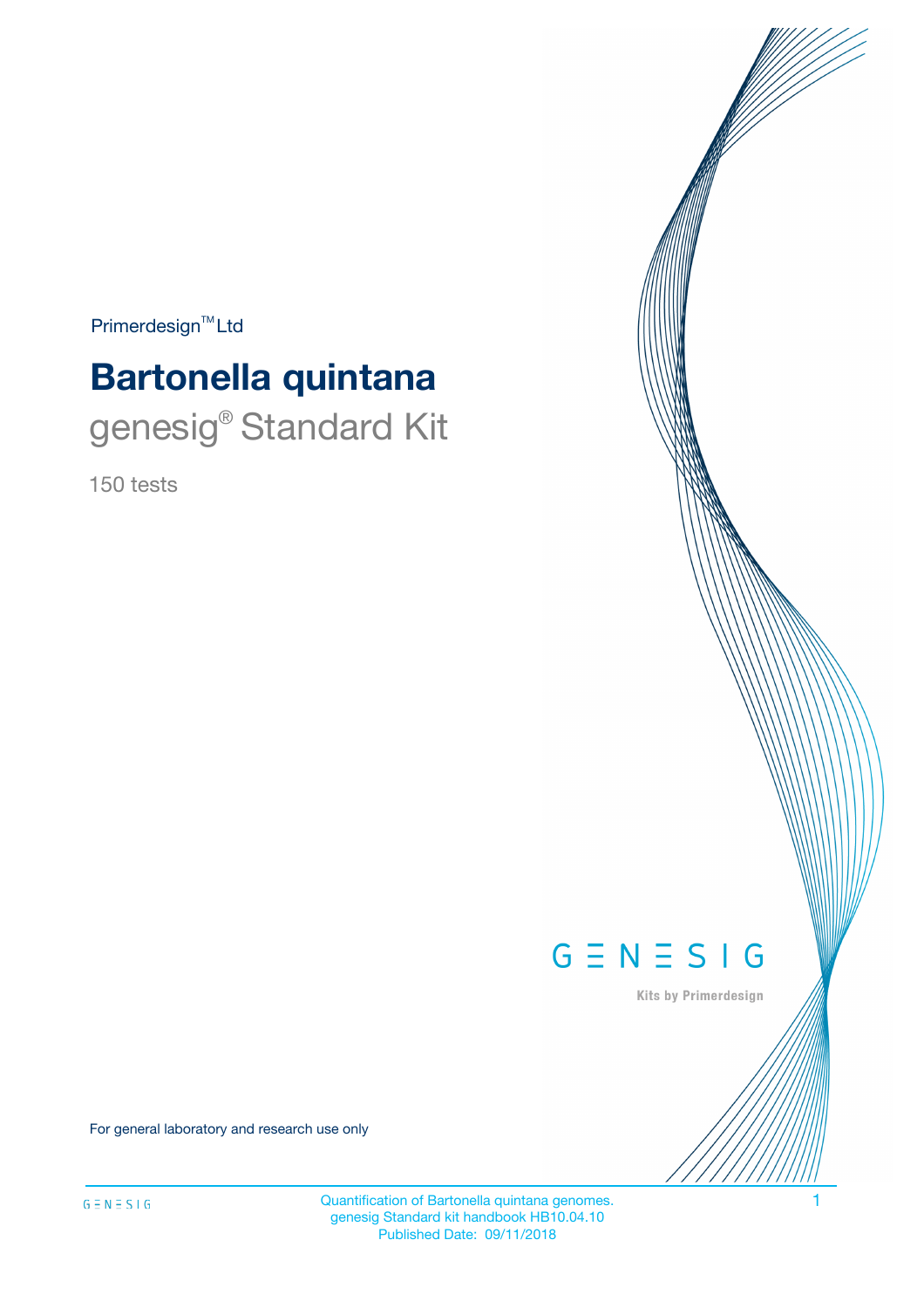Primerdesign™ Ltd

# Bartonella quintana

## genesig® Standard Kit

150 tests

GENESIG

Kits by Primerdesign

For general laboratory and research use only

Quantification of Bartonella quintana genomes.
genesig Standard kit handbook HB10.04.10
Published Date: 09/11/2018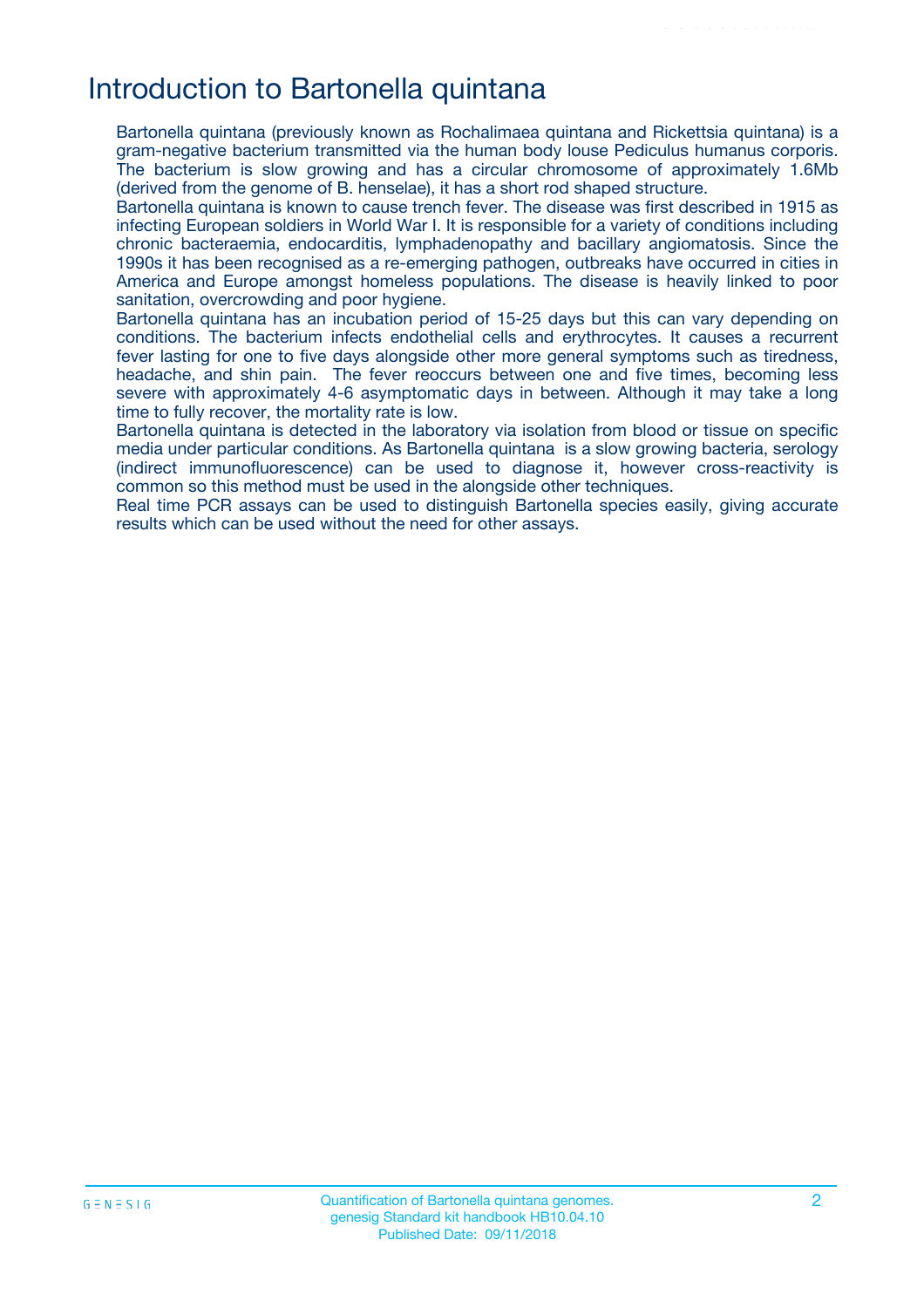# Introduction to Bartonella quintana

Bartonella quintana (previously known as Rochalimaea quintana and Rickettsia quintana) is a gram-negative bacterium transmitted via the human body louse Pediculus humanus corporis. The bacterium is slow growing and has a circular chromosome of approximately 1.6Mb (derived from the genome of B. henselae), it has a short rod shaped structure.

Bartonella quintana is known to cause trench fever. The disease was first described in 1915 as infecting European soldiers in World War I. It is responsible for a variety of conditions including chronic bacteraemia, endocarditis, lymphadenopathy and bacillary angiomatosis. Since the 1990s it has been recognised as a re-emerging pathogen, outbreaks have occurred in cities in America and Europe amongst homeless populations. The disease is heavily linked to poor sanitation, overcrowding and poor hygiene.

Bartonella quintana has an incubation period of 15-25 days but this can vary depending on conditions. The bacterium infects endothelial cells and erythrocytes. It causes a recurrent fever lasting for one to five days alongside other more general symptoms such as tiredness, headache, and shin pain. The fever reoccurs between one and five times, becoming less severe with approximately 4-6 asymptomatic days in between. Although it may take a long time to fully recover, the mortality rate is low.

Bartonella quintana is detected in the laboratory via isolation from blood or tissue on specific media under particular conditions. As Bartonella quintana is a slow growing bacteria, serology (indirect immunofluorescence) can be used to diagnose it, however cross-reactivity is common so this method must be used in the alongside other techniques.

Real time PCR assays can be used to distinguish Bartonella species easily, giving accurate results which can be used without the need for other assays.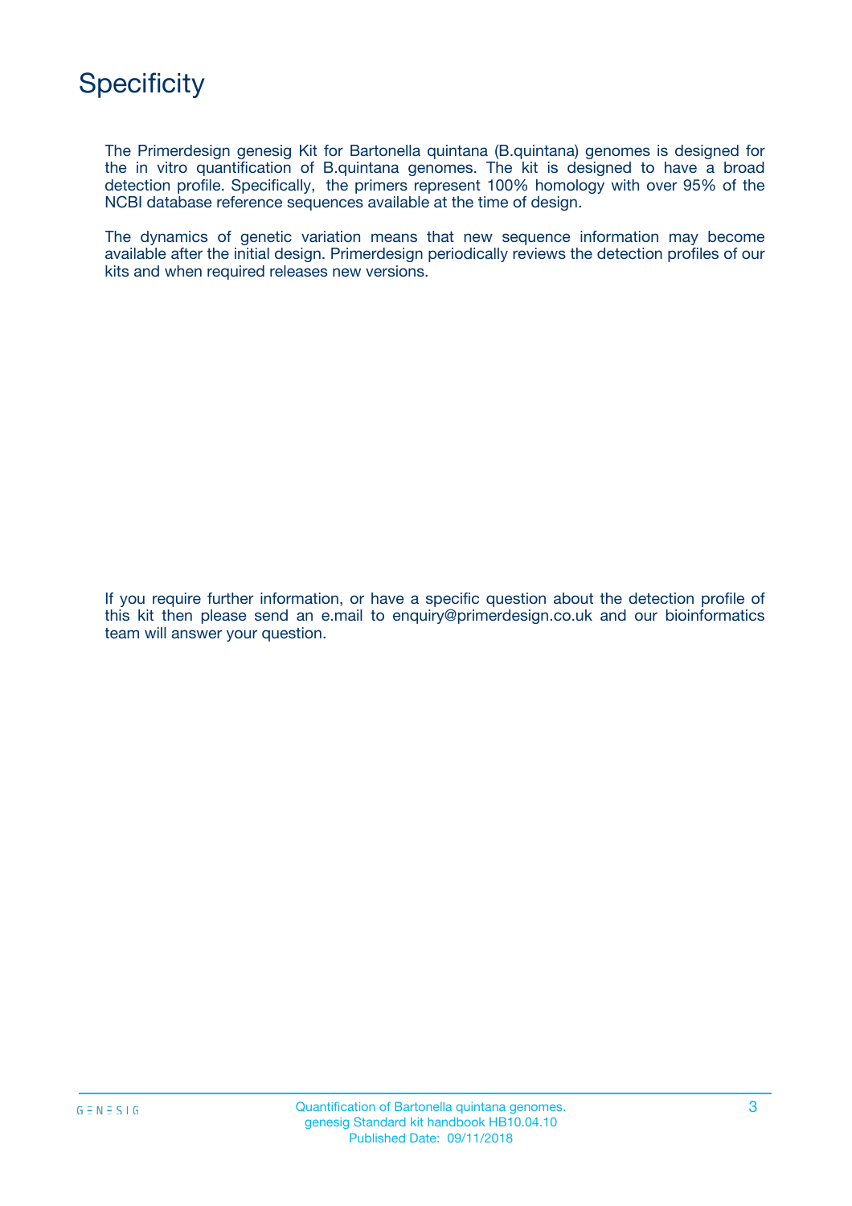# Specificity

The Primerdesign genesig Kit for Bartonella quintana (B.quintana) genomes is designed for the in vitro quantification of B.quintana genomes. The kit is designed to have a broad detection profile. Specifically, the primers represent 100% homology with over 95% of the NCBI database reference sequences available at the time of design.

The dynamics of genetic variation means that new sequence information may become available after the initial design. Primerdesign periodically reviews the detection profiles of our kits and when required releases new versions.

If you require further information, or have a specific question about the detection profile of this kit then please send an e.mail to enquiry@primerdesign.co.uk and our bioinformatics team will answer your question.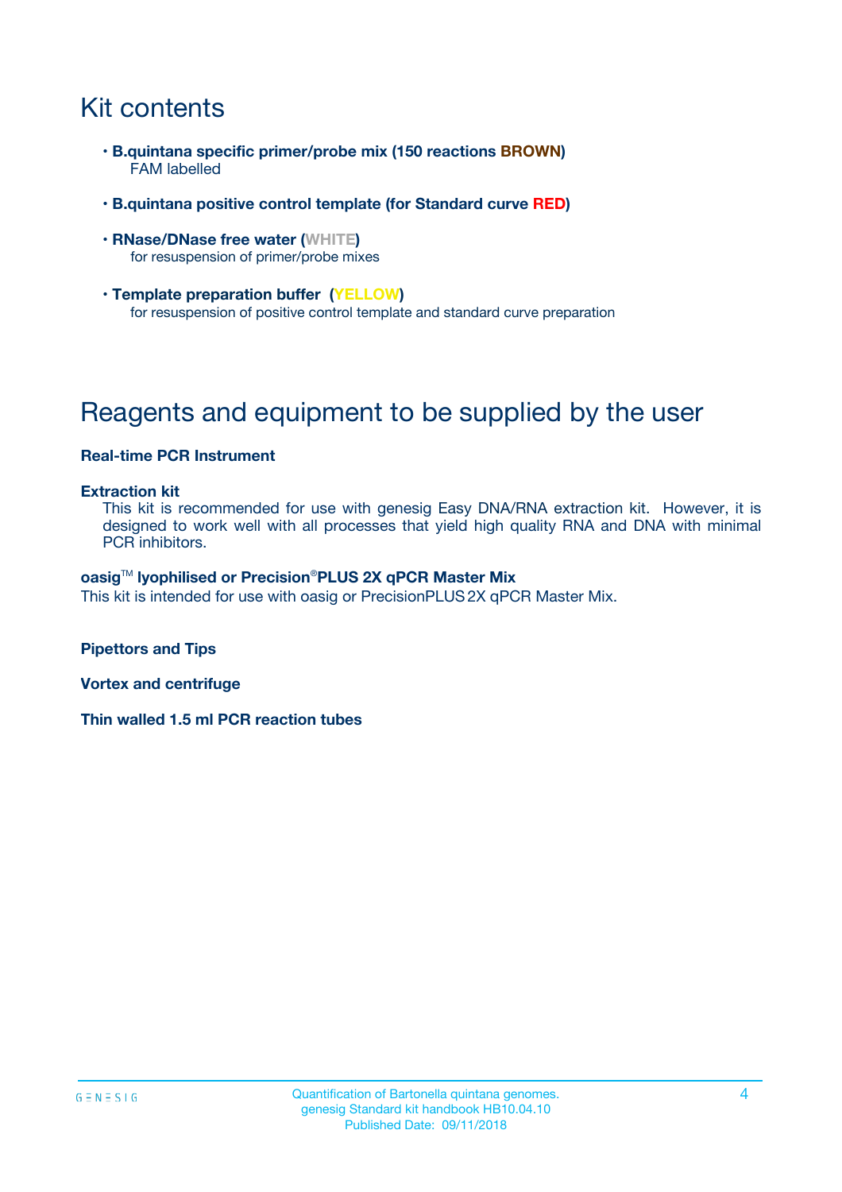# Kit contents

- **B.quintana specific primer/probe mix (150 reactions BROWN)**
  FAM labelled
- **B.quintana positive control template (for Standard curve RED)**
- **RNase/DNase free water (WHITE)**
  for resuspension of primer/probe mixes
- **Template preparation buffer (YELLOW)**
  for resuspension of positive control template and standard curve preparation

# Reagents and equipment to be supplied by the user

**Real-time PCR Instrument**

**Extraction kit**
This kit is recommended for use with genesig Easy DNA/RNA extraction kit. However, it is designed to work well with all processes that yield high quality RNA and DNA with minimal PCR inhibitors.

**oasig™ lyophilised or Precision®PLUS 2X qPCR Master Mix**
This kit is intended for use with oasig or PrecisionPLUS 2X qPCR Master Mix.

**Pipettors and Tips**

**Vortex and centrifuge**

**Thin walled 1.5 ml PCR reaction tubes**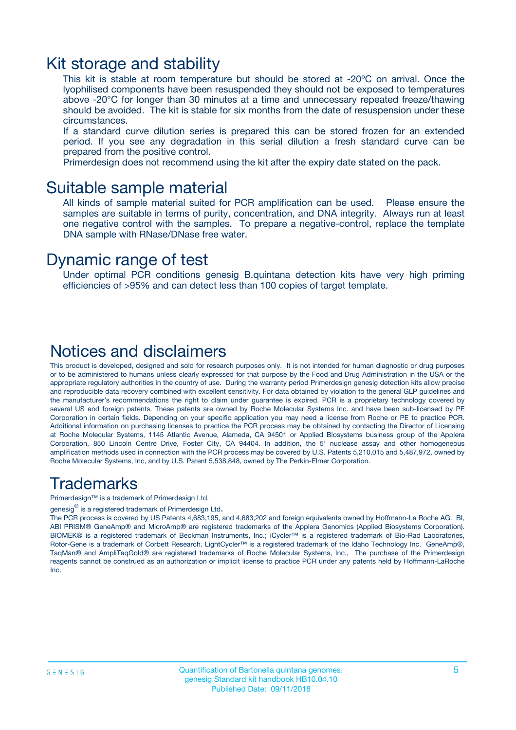# Kit storage and stability

This kit is stable at room temperature but should be stored at -20ºC on arrival. Once the lyophilised components have been resuspended they should not be exposed to temperatures above -20°C for longer than 30 minutes at a time and unnecessary repeated freeze/thawing should be avoided. The kit is stable for six months from the date of resuspension under these circumstances.

If a standard curve dilution series is prepared this can be stored frozen for an extended period. If you see any degradation in this serial dilution a fresh standard curve can be prepared from the positive control.

Primerdesign does not recommend using the kit after the expiry date stated on the pack.

# Suitable sample material

All kinds of sample material suited for PCR amplification can be used. Please ensure the samples are suitable in terms of purity, concentration, and DNA integrity. Always run at least one negative control with the samples. To prepare a negative-control, replace the template DNA sample with RNase/DNase free water.

# Dynamic range of test

Under optimal PCR conditions genesig B.quintana detection kits have very high priming efficiencies of >95% and can detect less than 100 copies of target template.

# Notices and disclaimers

This product is developed, designed and sold for research purposes only. It is not intended for human diagnostic or drug purposes or to be administered to humans unless clearly expressed for that purpose by the Food and Drug Administration in the USA or the appropriate regulatory authorities in the country of use. During the warranty period Primerdesign genesig detection kits allow precise and reproducible data recovery combined with excellent sensitivity. For data obtained by violation to the general GLP guidelines and the manufacturer's recommendations the right to claim under guarantee is expired. PCR is a proprietary technology covered by several US and foreign patents. These patents are owned by Roche Molecular Systems Inc. and have been sub-licensed by PE Corporation in certain fields. Depending on your specific application you may need a license from Roche or PE to practice PCR. Additional information on purchasing licenses to practice the PCR process may be obtained by contacting the Director of Licensing at Roche Molecular Systems, 1145 Atlantic Avenue, Alameda, CA 94501 or Applied Biosystems business group of the Applera Corporation, 850 Lincoln Centre Drive, Foster City, CA 94404. In addition, the 5' nuclease assay and other homogeneous amplification methods used in connection with the PCR process may be covered by U.S. Patents 5,210,015 and 5,487,972, owned by Roche Molecular Systems, Inc, and by U.S. Patent 5,538,848, owned by The Perkin-Elmer Corporation.

# Trademarks

Primerdesign™ is a trademark of Primerdesign Ltd.

genesig® is a registered trademark of Primerdesign Ltd.

The PCR process is covered by US Patents 4,683,195, and 4,683,202 and foreign equivalents owned by Hoffmann-La Roche AG. BI, ABI PRISM® GeneAmp® and MicroAmp® are registered trademarks of the Applera Genomics (Applied Biosystems Corporation). BIOMEK® is a registered trademark of Beckman Instruments, Inc.; iCycler™ is a registered trademark of Bio-Rad Laboratories, Rotor-Gene is a trademark of Corbett Research. LightCycler™ is a registered trademark of the Idaho Technology Inc. GeneAmp®, TaqMan® and AmpliTaqGold® are registered trademarks of Roche Molecular Systems, Inc., The purchase of the Primerdesign reagents cannot be construed as an authorization or implicit license to practice PCR under any patents held by Hoffmann-LaRoche Inc.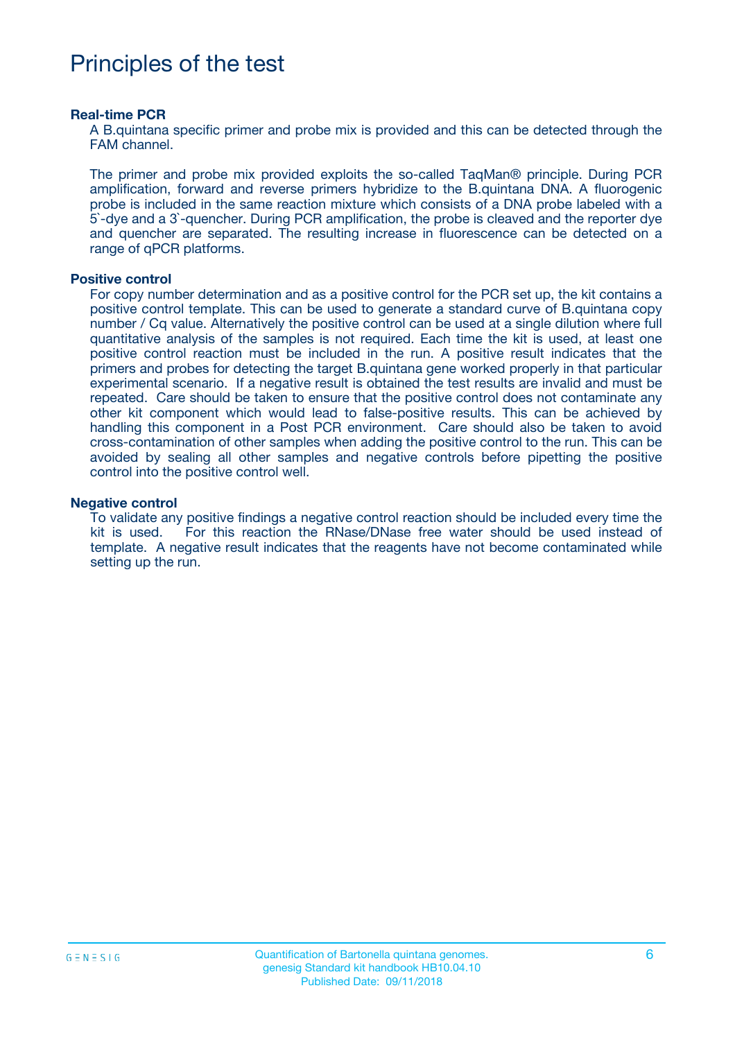# Principles of the test

### Real-time PCR

A B.quintana specific primer and probe mix is provided and this can be detected through the FAM channel.

The primer and probe mix provided exploits the so-called TaqMan® principle. During PCR amplification, forward and reverse primers hybridize to the B.quintana DNA. A fluorogenic probe is included in the same reaction mixture which consists of a DNA probe labeled with a 5`-dye and a 3`-quencher. During PCR amplification, the probe is cleaved and the reporter dye and quencher are separated. The resulting increase in fluorescence can be detected on a range of qPCR platforms.

### Positive control

For copy number determination and as a positive control for the PCR set up, the kit contains a positive control template. This can be used to generate a standard curve of B.quintana copy number / Cq value. Alternatively the positive control can be used at a single dilution where full quantitative analysis of the samples is not required. Each time the kit is used, at least one positive control reaction must be included in the run. A positive result indicates that the primers and probes for detecting the target B.quintana gene worked properly in that particular experimental scenario. If a negative result is obtained the test results are invalid and must be repeated. Care should be taken to ensure that the positive control does not contaminate any other kit component which would lead to false-positive results. This can be achieved by handling this component in a Post PCR environment. Care should also be taken to avoid cross-contamination of other samples when adding the positive control to the run. This can be avoided by sealing all other samples and negative controls before pipetting the positive control into the positive control well.

### Negative control

To validate any positive findings a negative control reaction should be included every time the kit is used. For this reaction the RNase/DNase free water should be used instead of template. A negative result indicates that the reagents have not become contaminated while setting up the run.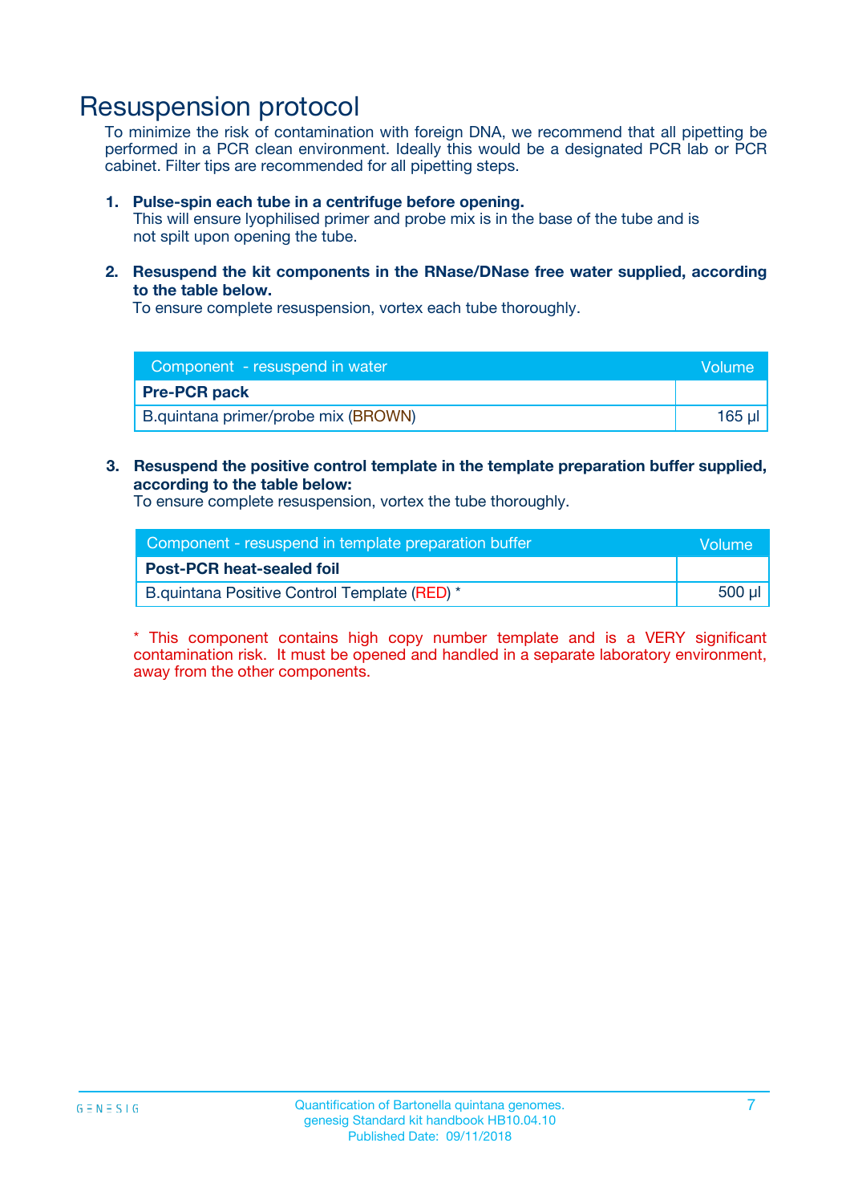# Resuspension protocol

To minimize the risk of contamination with foreign DNA, we recommend that all pipetting be performed in a PCR clean environment. Ideally this would be a designated PCR lab or PCR cabinet. Filter tips are recommended for all pipetting steps.

1. **Pulse-spin each tube in a centrifuge before opening.**
   This will ensure lyophilised primer and probe mix is in the base of the tube and is not spilt upon opening the tube.

2. **Resuspend the kit components in the RNase/DNase free water supplied, according to the table below.**
   To ensure complete resuspension, vortex each tube thoroughly.

| Component - resuspend in water | Volume |
|---|---|
| **Pre-PCR pack** | |
| B.quintana primer/probe mix (BROWN) | 165 µl |

3. **Resuspend the positive control template in the template preparation buffer supplied, according to the table below:**
   To ensure complete resuspension, vortex the tube thoroughly.

| Component - resuspend in template preparation buffer | Volume |
|---|---|
| **Post-PCR heat-sealed foil** | |
| B.quintana Positive Control Template (RED) * | 500 µl |

* This component contains high copy number template and is a VERY significant contamination risk. It must be opened and handled in a separate laboratory environment, away from the other components.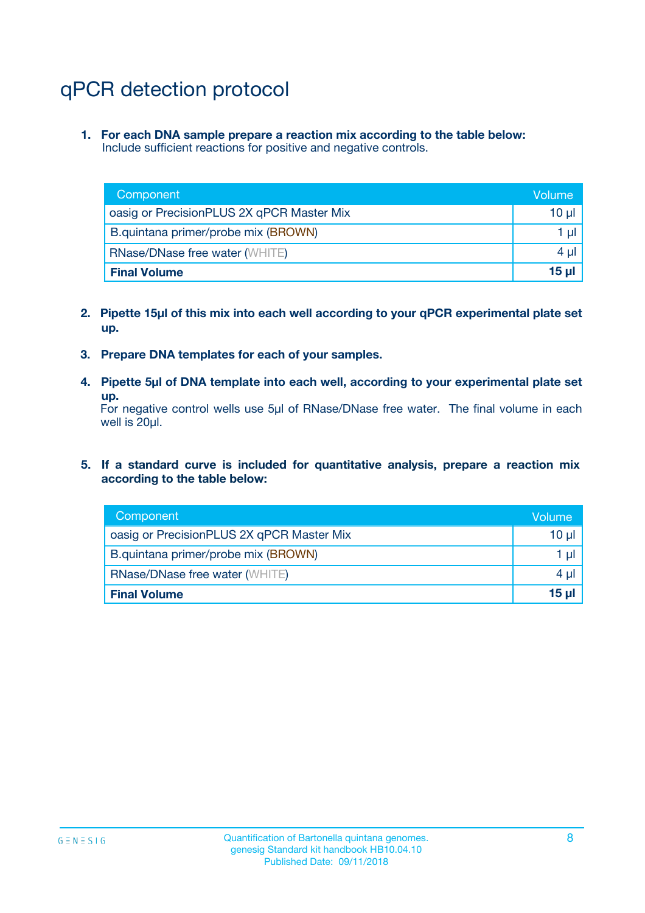# qPCR detection protocol

1. **For each DNA sample prepare a reaction mix according to the table below:**
   Include sufficient reactions for positive and negative controls.

| Component | Volume |
|---|---|
| oasig or PrecisionPLUS 2X qPCR Master Mix | 10 µl |
| B.quintana primer/probe mix (BROWN) | 1 µl |
| RNase/DNase free water (WHITE) | 4 µl |
| **Final Volume** | **15 µl** |

2. **Pipette 15µl of this mix into each well according to your qPCR experimental plate set up.**

3. **Prepare DNA templates for each of your samples.**

4. **Pipette 5µl of DNA template into each well, according to your experimental plate set up.**
   For negative control wells use 5µl of RNase/DNase free water. The final volume in each well is 20µl.

5. **If a standard curve is included for quantitative analysis, prepare a reaction mix according to the table below:**

| Component | Volume |
|---|---|
| oasig or PrecisionPLUS 2X qPCR Master Mix | 10 µl |
| B.quintana primer/probe mix (BROWN) | 1 µl |
| RNase/DNase free water (WHITE) | 4 µl |
| **Final Volume** | **15 µl** |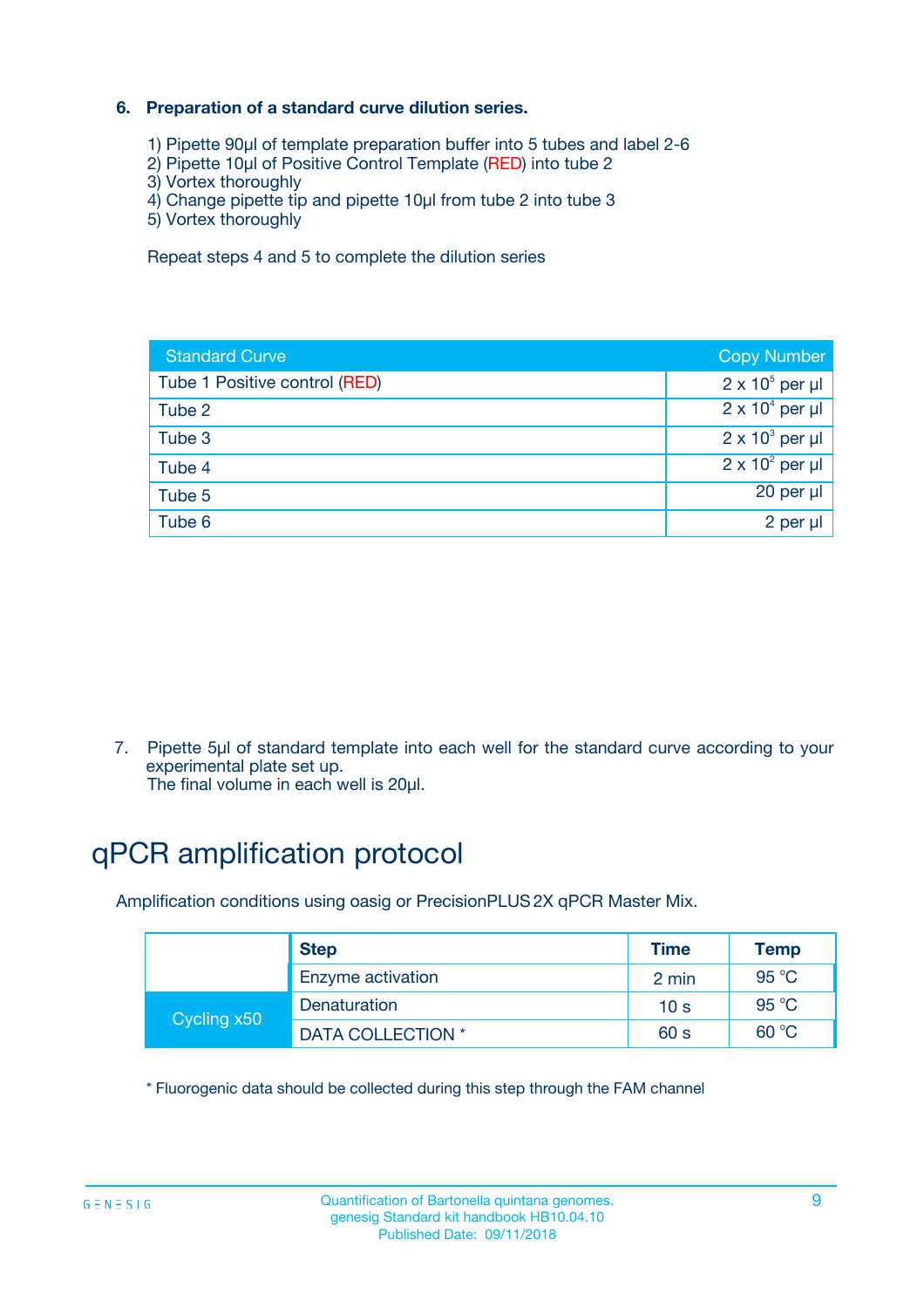### 6. Preparation of a standard curve dilution series.

1) Pipette 90µl of template preparation buffer into 5 tubes and label 2-6
2) Pipette 10µl of Positive Control Template (RED) into tube 2
3) Vortex thoroughly
4) Change pipette tip and pipette 10µl from tube 2 into tube 3
5) Vortex thoroughly

Repeat steps 4 and 5 to complete the dilution series

| Standard Curve | Copy Number |
|---|---|
| Tube 1 Positive control (RED) | $2 \times 10^5$ per µl |
| Tube 2 | $2 \times 10^4$ per µl |
| Tube 3 | $2 \times 10^3$ per µl |
| Tube 4 | $2 \times 10^2$ per µl |
| Tube 5 | 20 per µl |
| Tube 6 | 2 per µl |

7. Pipette 5µl of standard template into each well for the standard curve according to your experimental plate set up.
   The final volume in each well is 20µl.

# qPCR amplification protocol

Amplification conditions using oasig or PrecisionPLUS 2X qPCR Master Mix.

| | Step | Time | Temp |
|---|---|---|---|
| | Enzyme activation | 2 min | 95 °C |
| Cycling x50 | Denaturation | 10 s | 95 °C |
| | DATA COLLECTION * | 60 s | 60 °C |

* Fluorogenic data should be collected during this step through the FAM channel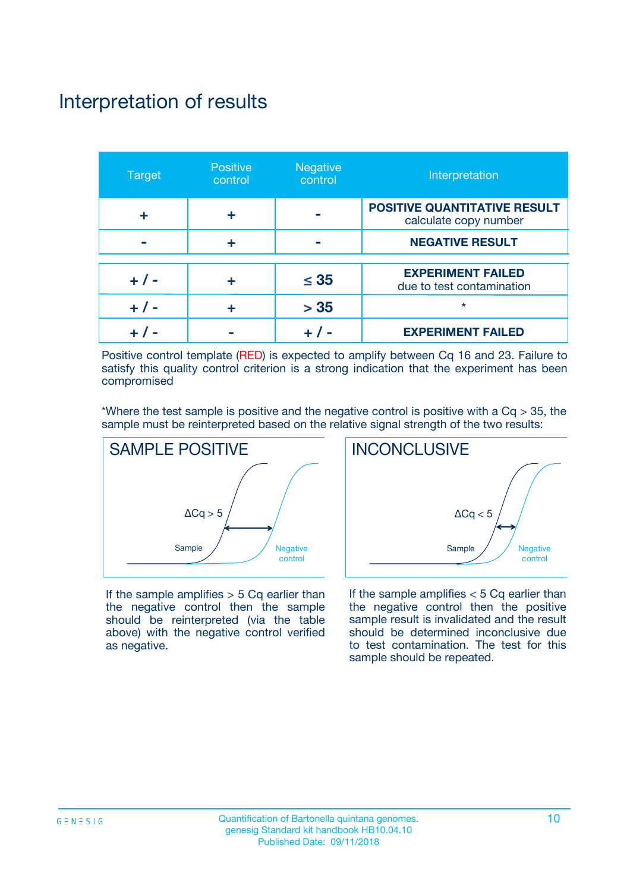# Interpretation of results

| Target | Positive control | Negative control | Interpretation |
|---|---|---|---|
| + | + | - | **POSITIVE QUANTITATIVE RESULT** calculate copy number |
| - | + | - | **NEGATIVE RESULT** |
| + / - | + | ≤ 35 | **EXPERIMENT FAILED** due to test contamination |
| + / - | + | > 35 | * |
| + / - | - | + / - | **EXPERIMENT FAILED** |

Positive control template (RED) is expected to amplify between Cq 16 and 23. Failure to satisfy this quality control criterion is a strong indication that the experiment has been compromised

*Where the test sample is positive and the negative control is positive with a Cq > 35, the sample must be reinterpreted based on the relative signal strength of the two results:

SAMPLE POSITIVE

ΔCq > 5

Sample

Negative control

If the sample amplifies > 5 Cq earlier than the negative control then the sample should be reinterpreted (via the table above) with the negative control verified as negative.

INCONCLUSIVE

ΔCq < 5

Sample

Negative control

If the sample amplifies < 5 Cq earlier than the negative control then the positive sample result is invalidated and the result should be determined inconclusive due to test contamination. The test for this sample should be repeated.